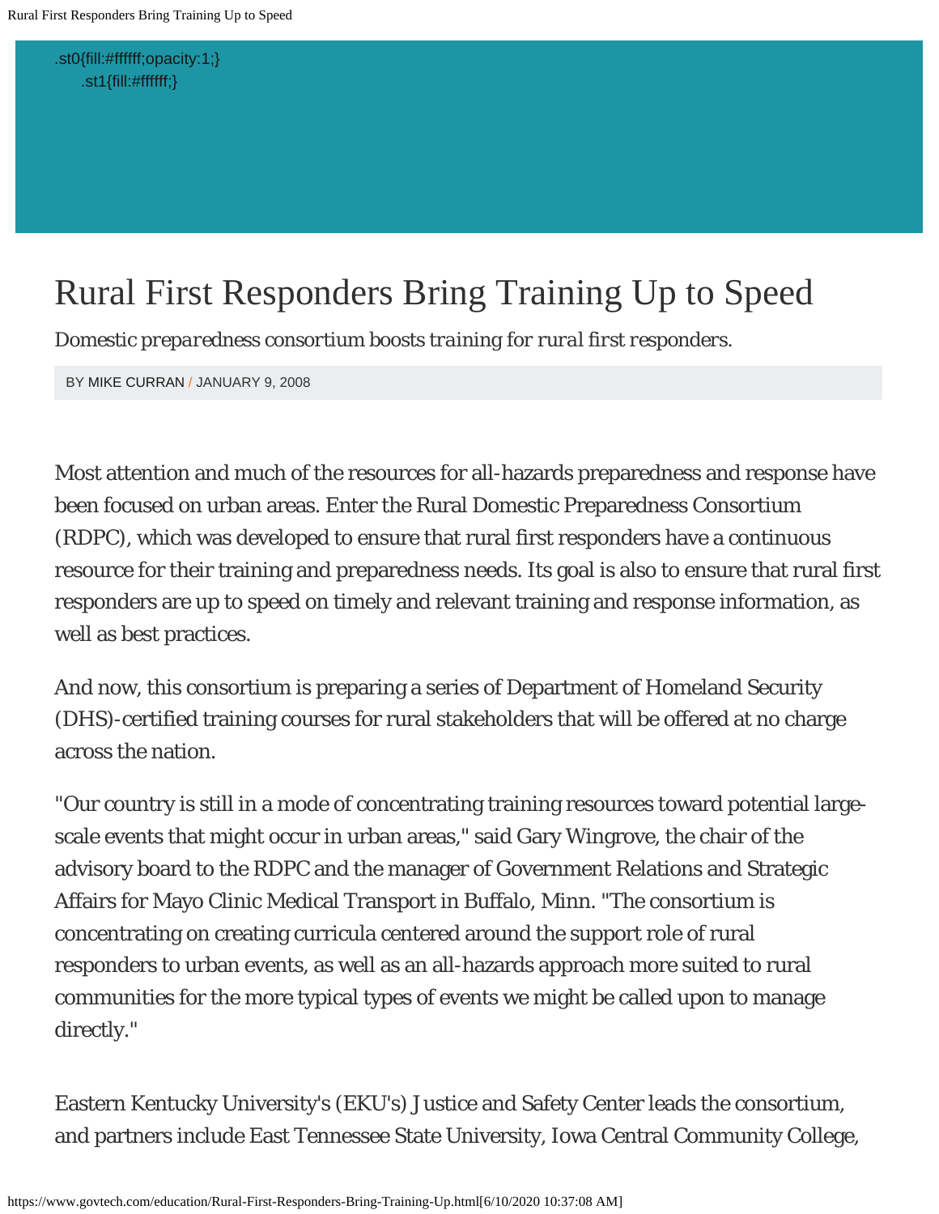# Rural First Responders Bring Training Up to Speed

*Domestic preparedness consortium boosts training for rural first responders.*

BY MIKE CURRAN / JANUARY 9, 2008

Most attention and much of the resources for all-hazards preparedness and response have been focused on urban areas. Enter the Rural Domestic Preparedness Consortium (RDPC), which was developed to ensure that rural first responders have a continuous resource for their training and preparedness needs. Its goal is also to ensure that rural first responders are up to speed on timely and relevant training and response information, as well as best practices.

And now, this consortium is preparing a series of Department of Homeland Security (DHS)-certified training courses for rural stakeholders that will be offered at no charge across the nation.

"Our country is still in a mode of concentrating training resources toward potential large-scale events that might occur in urban areas," said Gary Wingrove, the chair of the advisory board to the RDPC and the manager of Government Relations and Strategic Affairs for Mayo Clinic Medical Transport in Buffalo, Minn. "The consortium is concentrating on creating curricula centered around the support role of rural responders to urban events, as well as an all-hazards approach more suited to rural communities for the more typical types of events we might be called upon to manage directly."

Eastern Kentucky University's (EKU's) Justice and Safety Center leads the consortium, and partners include East Tennessee State University, Iowa Central Community College,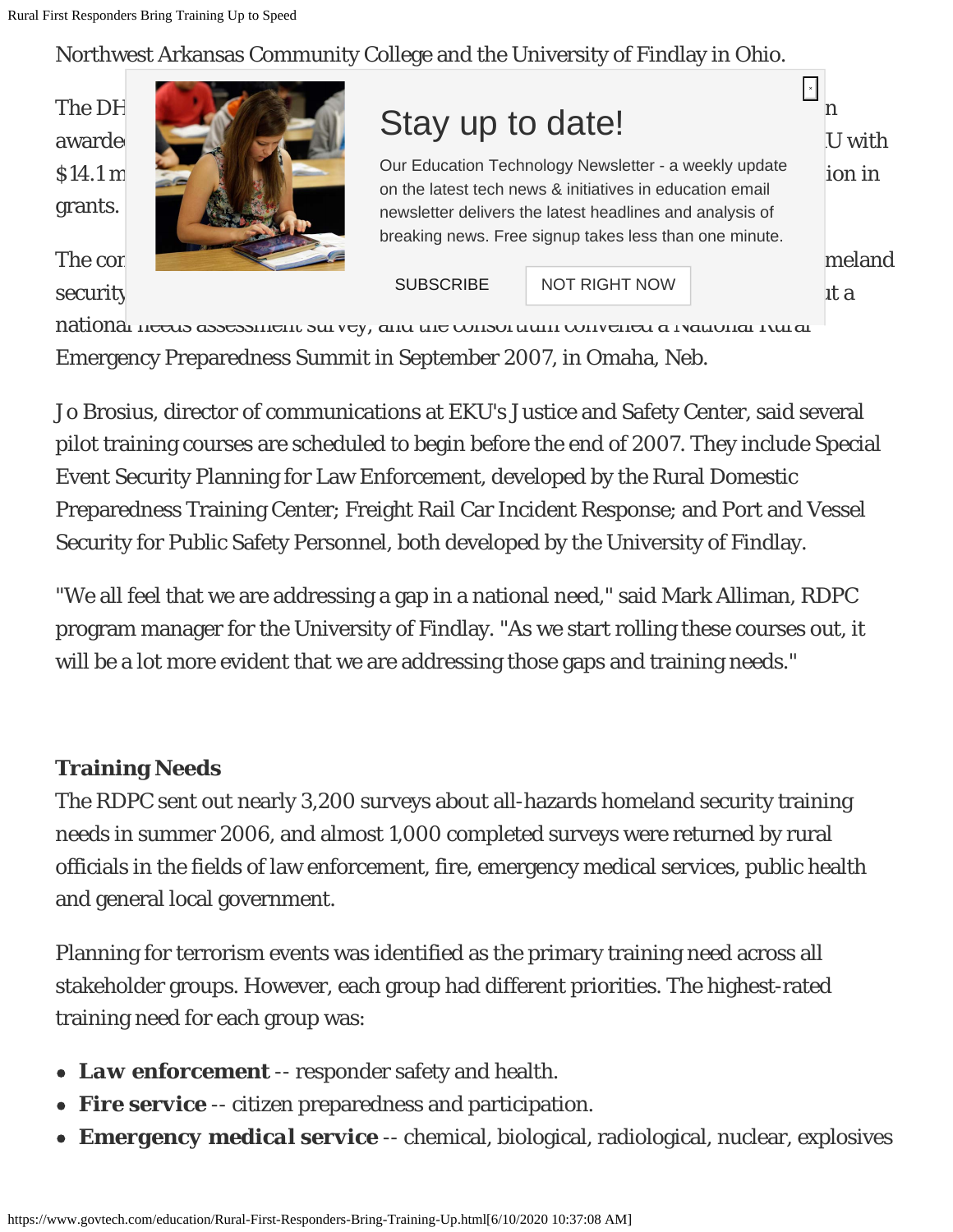Northwest Arkansas Community College and the University of Findlay in Ohio.

The DH n awarde U with $14.1 m ion in grants.

The con meland security it a national needs assessment survey, and the consortium convened a National Rural Emergency Preparedness Summit in September 2007, in Omaha, Neb.

Jo Brosius, director of communications at EKU's Justice and Safety Center, said several pilot training courses are scheduled to begin before the end of 2007. They include Special Event Security Planning for Law Enforcement, developed by the Rural Domestic Preparedness Training Center; Freight Rail Car Incident Response; and Port and Vessel Security for Public Safety Personnel, both developed by the University of Findlay.

"We all feel that we are addressing a gap in a national need," said Mark Alliman, RDPC program manager for the University of Findlay. "As we start rolling these courses out, it will be a lot more evident that we are addressing those gaps and training needs."

**Training Needs**

The RDPC sent out nearly 3,200 surveys about all-hazards homeland security training needs in summer 2006, and almost 1,000 completed surveys were returned by rural officials in the fields of law enforcement, fire, emergency medical services, public health and general local government.

Planning for terrorism events was identified as the primary training need across all stakeholder groups. However, each group had different priorities. The highest-rated training need for each group was:

- **Law enforcement** -- responder safety and health.
- **Fire service** -- citizen preparedness and participation.
- **Emergency medical service** -- chemical, biological, radiological, nuclear, explosives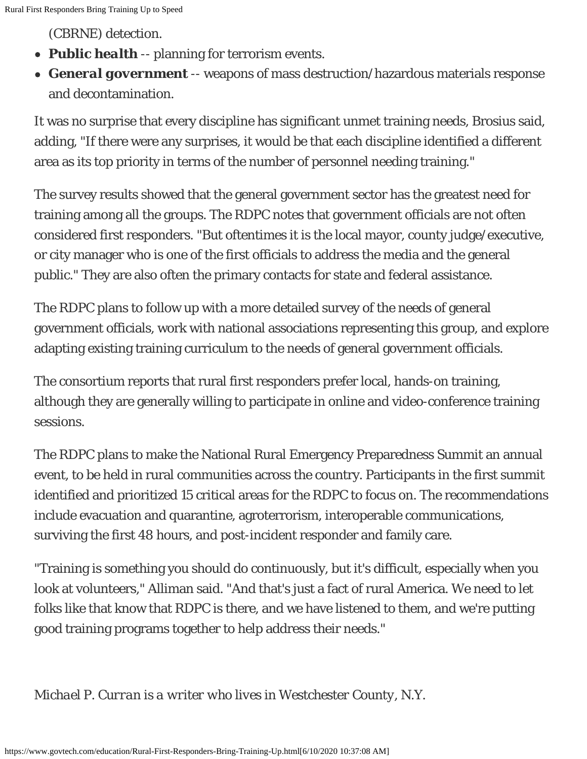(CBRNE) detection.

- ***Public health*** -- planning for terrorism events.
- ***General government*** -- weapons of mass destruction/hazardous materials response and decontamination.

It was no surprise that every discipline has significant unmet training needs, Brosius said, adding, "If there were any surprises, it would be that each discipline identified a different area as its top priority in terms of the number of personnel needing training."

The survey results showed that the general government sector has the greatest need for training among all the groups. The RDPC notes that government officials are not often considered first responders. "But oftentimes it is the local mayor, county judge/executive, or city manager who is one of the first officials to address the media and the general public." They are also often the primary contacts for state and federal assistance.

The RDPC plans to follow up with a more detailed survey of the needs of general government officials, work with national associations representing this group, and explore adapting existing training curriculum to the needs of general government officials.

The consortium reports that rural first responders prefer local, hands-on training, although they are generally willing to participate in online and video-conference training sessions.

The RDPC plans to make the National Rural Emergency Preparedness Summit an annual event, to be held in rural communities across the country. Participants in the first summit identified and prioritized 15 critical areas for the RDPC to focus on. The recommendations include evacuation and quarantine, agroterrorism, interoperable communications, surviving the first 48 hours, and post-incident responder and family care.

"Training is something you should do continuously, but it's difficult, especially when you look at volunteers," Alliman said. "And that's just a fact of rural America. We need to let folks like that know that RDPC is there, and we have listened to them, and we're putting good training programs together to help address their needs."

*Michael P. Curran is a writer who lives in Westchester County, N.Y.*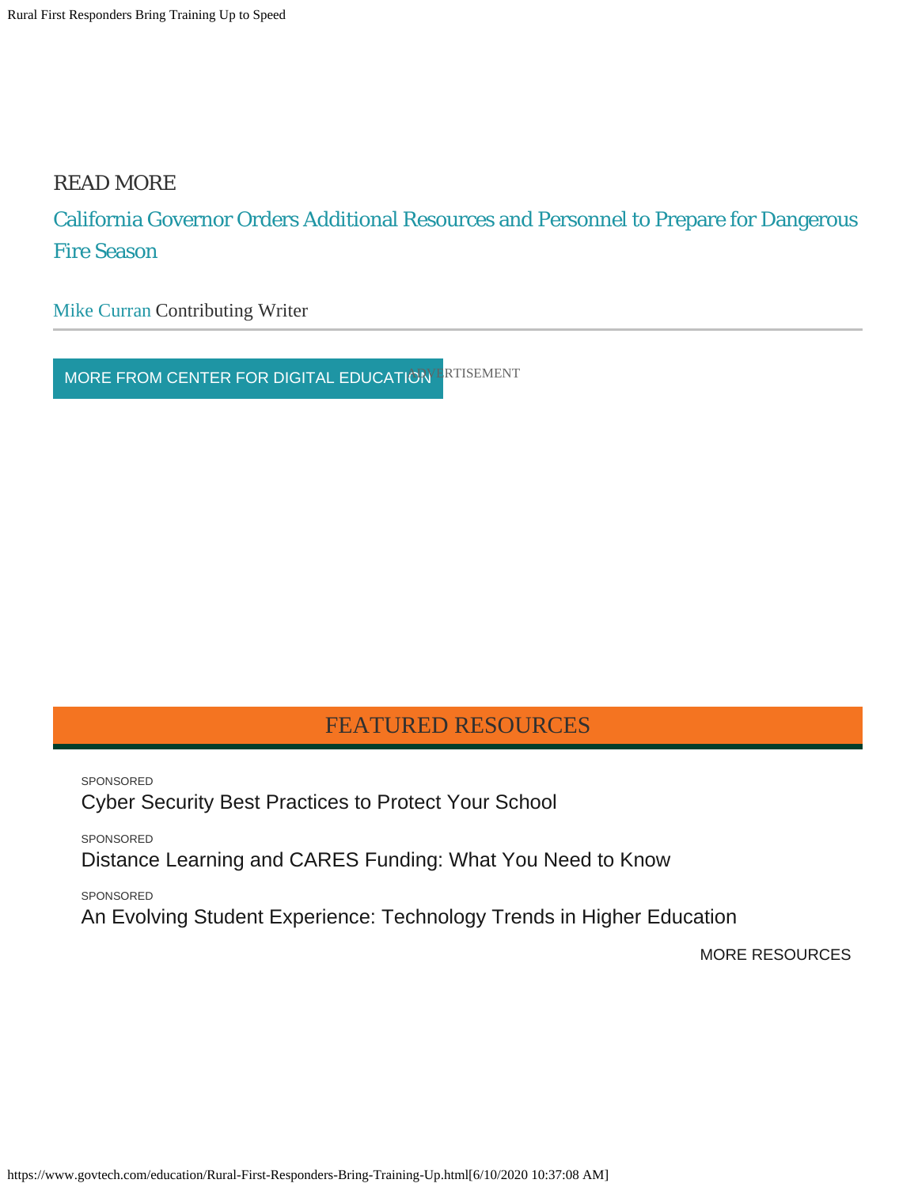READ MORE

California Governor Orders Additional Resources and Personnel to Prepare for Dangerous Fire Season

Mike Curran Contributing Writer

MORE FROM CENTER FOR DIGITAL EDUCATION

ADVERTISEMENT

## FEATURED RESOURCES

SPONSORED

Cyber Security Best Practices to Protect Your School

SPONSORED

Distance Learning and CARES Funding: What You Need to Know

SPONSORED

An Evolving Student Experience: Technology Trends in Higher Education

MORE RESOURCES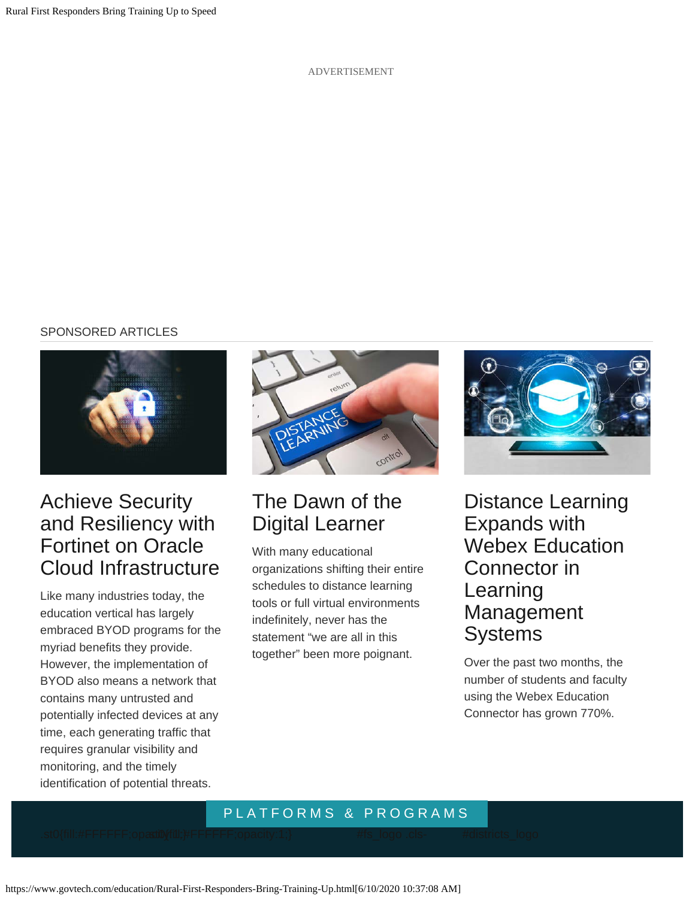ADVERTISEMENT

SPONSORED ARTICLES

## Achieve Security and Resiliency with Fortinet on Oracle Cloud Infrastructure

Like many industries today, the education vertical has largely embraced BYOD programs for the myriad benefits they provide. However, the implementation of BYOD also means a network that contains many untrusted and potentially infected devices at any time, each generating traffic that requires granular visibility and monitoring, and the timely identification of potential threats.

## The Dawn of the Digital Learner

With many educational organizations shifting their entire schedules to distance learning tools or full virtual environments indefinitely, never has the statement "we are all in this together" been more poignant.

## Distance Learning Expands with Webex Education Connector in Learning Management Systems

Over the past two months, the number of students and faculty using the Webex Education Connector has grown 770%.

PLATFORMS & PROGRAMS

.st0{fill:#FFFFFF;opacity:1;} .st0{fill:#FFFFFF;opacity:1;} #fs_logo .cls- #districts_logo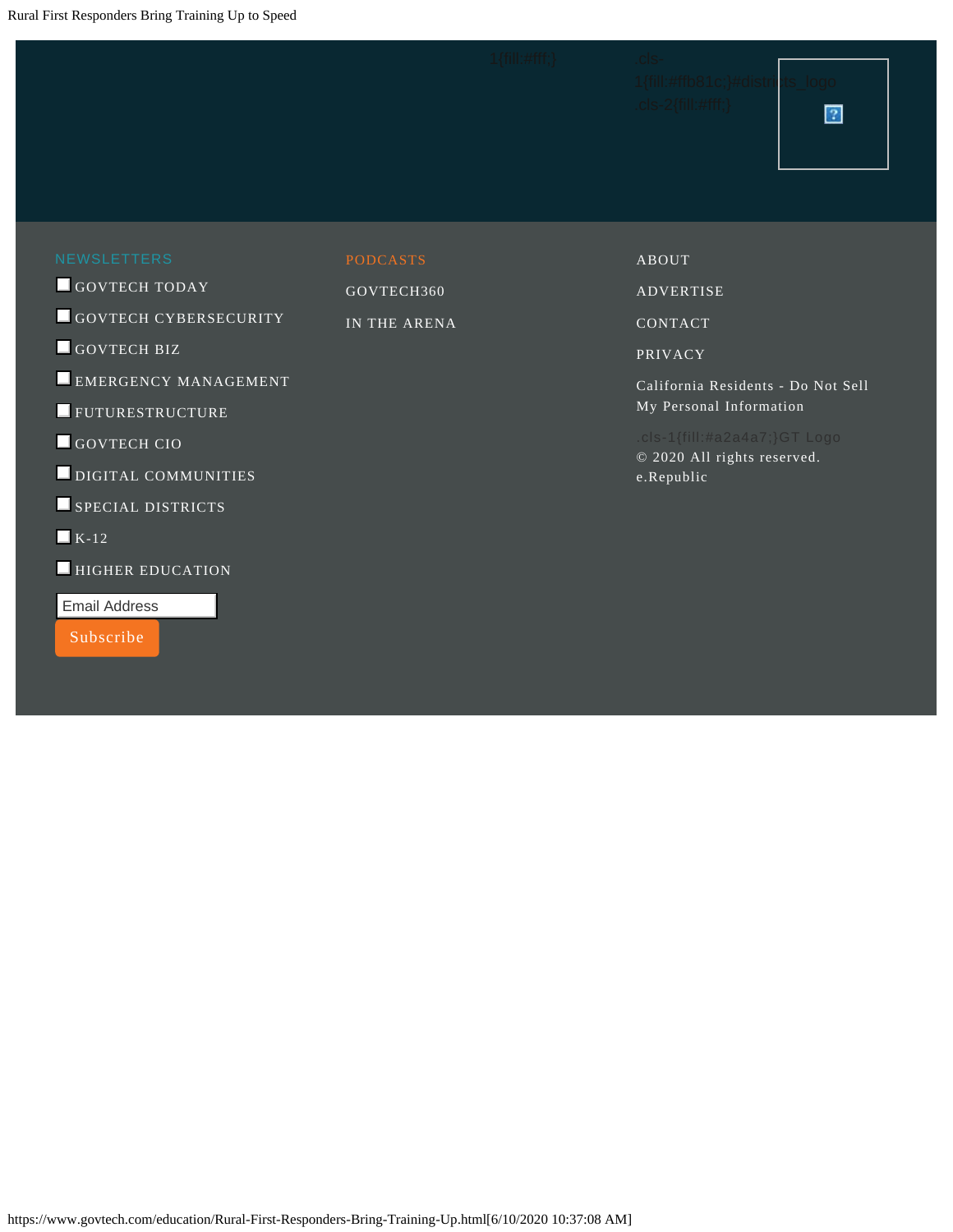NEWSLETTERS

- GOVTECH TODAY
- GOVTECH CYBERSECURITY
- GOVTECH BIZ
- EMERGENCY MANAGEMENT
- FUTURESTRUCTURE
- GOVTECH CIO
- DIGITAL COMMUNITIES
- SPECIAL DISTRICTS
- K-12
- HIGHER EDUCATION

Email Address

Subscribe

PODCASTS

GOVTECH360

IN THE ARENA

ABOUT

ADVERTISE

CONTACT

PRIVACY

California Residents - Do Not Sell My Personal Information

© 2020 All rights reserved. e.Republic